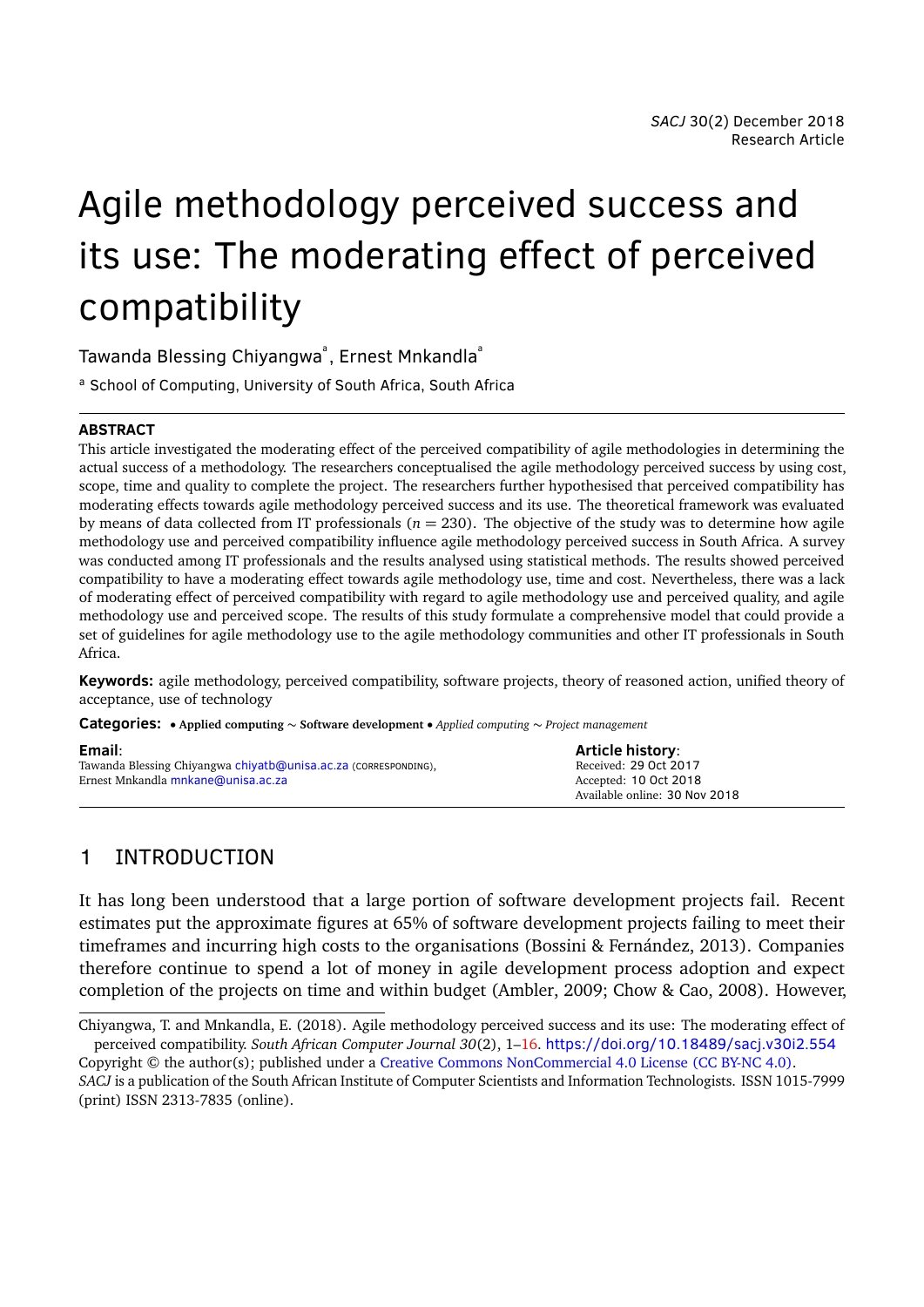# Agile methodology perceived success and its use: The moderating effect of perceived compatibility

Tawanda Blessing Chiyangwa[a], Ernest Mnkandla[a]

[a] School of Computing, University of South Africa, South Africa

**ABSTRACT**

This article investigated the moderating effect of the perceived compatibility of agile methodologies in determining the actual success of a methodology. The researchers conceptualised the agile methodology perceived success by using cost, scope, time and quality to complete the project. The researchers further hypothesised that perceived compatibility has moderating effects towards agile methodology perceived success and its use. The theoretical framework was evaluated by means of data collected from IT professionals ($n = 230$). The objective of the study was to determine how agile methodology use and perceived compatibility influence agile methodology perceived success in South Africa. A survey was conducted among IT professionals and the results analysed using statistical methods. The results showed perceived compatibility to have a moderating effect towards agile methodology use, time and cost. Nevertheless, there was a lack of moderating effect of perceived compatibility with regard to agile methodology use and perceived quality, and agile methodology use and perceived scope. The results of this study formulate a comprehensive model that could provide a set of guidelines for agile methodology use to the agile methodology communities and other IT professionals in South Africa.

**Keywords:** agile methodology, perceived compatibility, software projects, theory of reasoned action, unified theory of acceptance, use of technology

**Categories:** • **Applied computing** ∼ **Software development** • *Applied computing* ∼ *Project management*

**Email**:
Tawanda Blessing Chiyangwa chiyatb@unisa.ac.za (CORRESPONDING),
Ernest Mnkandla mnkane@unisa.ac.za

**Article history**:
Received: 29 Oct 2017
Accepted: 10 Oct 2018
Available online: 30 Nov 2018

## 1 INTRODUCTION

It has long been understood that a large portion of software development projects fail. Recent estimates put the approximate figures at 65% of software development projects failing to meet their timeframes and incurring high costs to the organisations (Bossini & Fernández, 2013). Companies therefore continue to spend a lot of money in agile development process adoption and expect completion of the projects on time and within budget (Ambler, 2009; Chow & Cao, 2008). However,

Chiyangwa, T. and Mnkandla, E. (2018). Agile methodology perceived success and its use: The moderating effect of perceived compatibility. *South African Computer Journal 30*(2), 1–16. https://doi.org/10.18489/sacj.v30i2.554
Copyright © the author(s); published under a Creative Commons NonCommercial 4.0 License (CC BY-NC 4.0).
*SACJ* is a publication of the South African Institute of Computer Scientists and Information Technologists. ISSN 1015-7999 (print) ISSN 2313-7835 (online).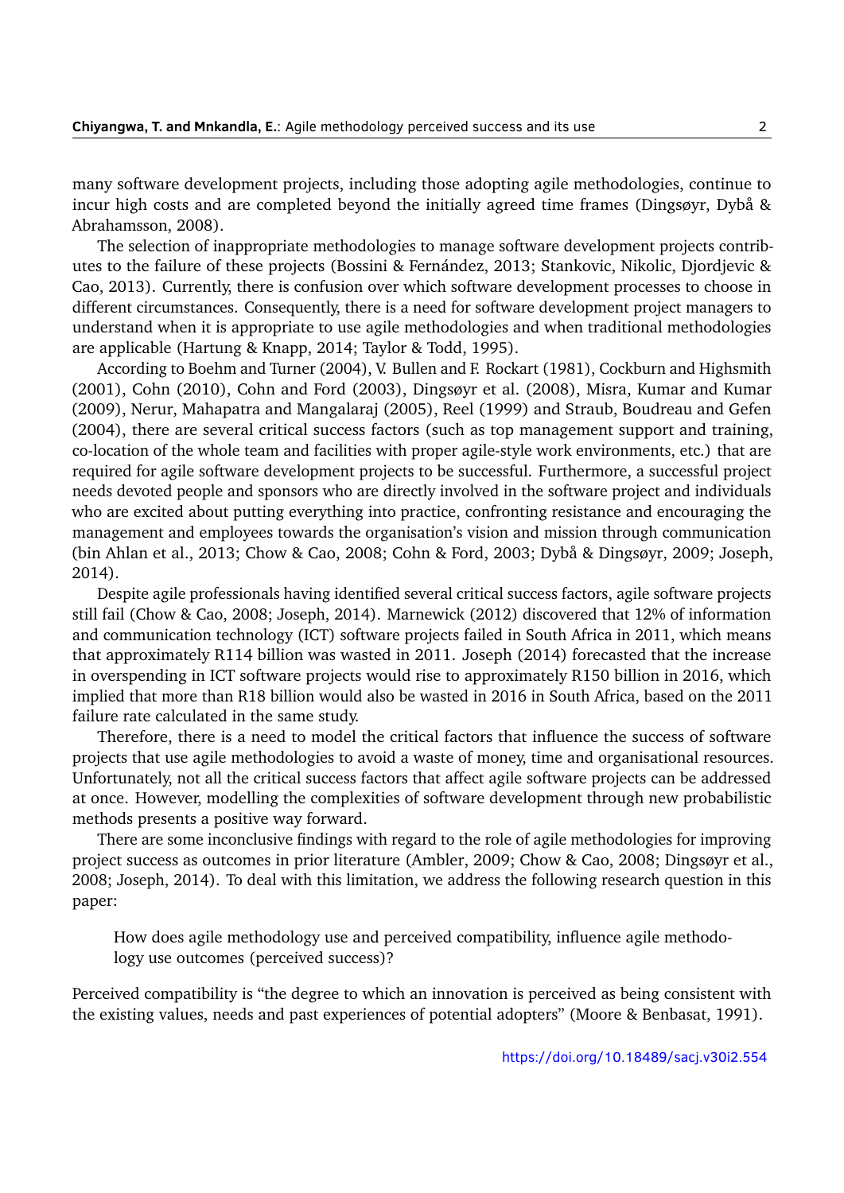many software development projects, including those adopting agile methodologies, continue to incur high costs and are completed beyond the initially agreed time frames (Dingsøyr, Dybå & Abrahamsson, 2008).

The selection of inappropriate methodologies to manage software development projects contributes to the failure of these projects (Bossini & Fernández, 2013; Stankovic, Nikolic, Djordjevic & Cao, 2013). Currently, there is confusion over which software development processes to choose in different circumstances. Consequently, there is a need for software development project managers to understand when it is appropriate to use agile methodologies and when traditional methodologies are applicable (Hartung & Knapp, 2014; Taylor & Todd, 1995).

According to Boehm and Turner (2004), V. Bullen and F. Rockart (1981), Cockburn and Highsmith (2001), Cohn (2010), Cohn and Ford (2003), Dingsøyr et al. (2008), Misra, Kumar and Kumar (2009), Nerur, Mahapatra and Mangalaraj (2005), Reel (1999) and Straub, Boudreau and Gefen (2004), there are several critical success factors (such as top management support and training, co-location of the whole team and facilities with proper agile-style work environments, etc.) that are required for agile software development projects to be successful. Furthermore, a successful project needs devoted people and sponsors who are directly involved in the software project and individuals who are excited about putting everything into practice, confronting resistance and encouraging the management and employees towards the organisation's vision and mission through communication (bin Ahlan et al., 2013; Chow & Cao, 2008; Cohn & Ford, 2003; Dybå & Dingsøyr, 2009; Joseph, 2014).

Despite agile professionals having identified several critical success factors, agile software projects still fail (Chow & Cao, 2008; Joseph, 2014). Marnewick (2012) discovered that 12% of information and communication technology (ICT) software projects failed in South Africa in 2011, which means that approximately R114 billion was wasted in 2011. Joseph (2014) forecasted that the increase in overspending in ICT software projects would rise to approximately R150 billion in 2016, which implied that more than R18 billion would also be wasted in 2016 in South Africa, based on the 2011 failure rate calculated in the same study.

Therefore, there is a need to model the critical factors that influence the success of software projects that use agile methodologies to avoid a waste of money, time and organisational resources. Unfortunately, not all the critical success factors that affect agile software projects can be addressed at once. However, modelling the complexities of software development through new probabilistic methods presents a positive way forward.

There are some inconclusive findings with regard to the role of agile methodologies for improving project success as outcomes in prior literature (Ambler, 2009; Chow & Cao, 2008; Dingsøyr et al., 2008; Joseph, 2014). To deal with this limitation, we address the following research question in this paper:

> How does agile methodology use and perceived compatibility, influence agile methodology use outcomes (perceived success)?

Perceived compatibility is "the degree to which an innovation is perceived as being consistent with the existing values, needs and past experiences of potential adopters" (Moore & Benbasat, 1991).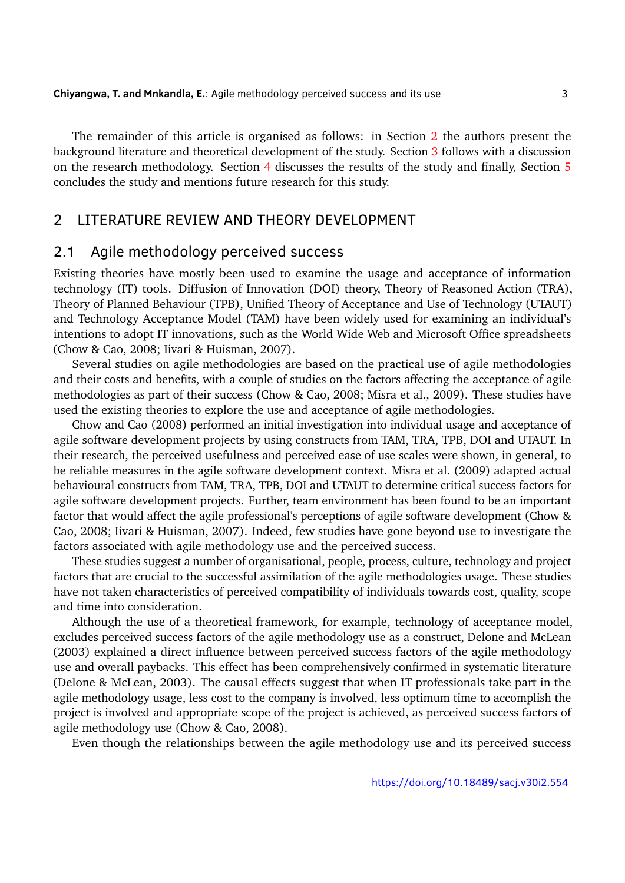The remainder of this article is organised as follows: in Section 2 the authors present the background literature and theoretical development of the study. Section 3 follows with a discussion on the research methodology. Section 4 discusses the results of the study and finally, Section 5 concludes the study and mentions future research for this study.

## 2 LITERATURE REVIEW AND THEORY DEVELOPMENT

### 2.1 Agile methodology perceived success

Existing theories have mostly been used to examine the usage and acceptance of information technology (IT) tools. Diffusion of Innovation (DOI) theory, Theory of Reasoned Action (TRA), Theory of Planned Behaviour (TPB), Unified Theory of Acceptance and Use of Technology (UTAUT) and Technology Acceptance Model (TAM) have been widely used for examining an individual's intentions to adopt IT innovations, such as the World Wide Web and Microsoft Office spreadsheets (Chow & Cao, 2008; Iivari & Huisman, 2007).

Several studies on agile methodologies are based on the practical use of agile methodologies and their costs and benefits, with a couple of studies on the factors affecting the acceptance of agile methodologies as part of their success (Chow & Cao, 2008; Misra et al., 2009). These studies have used the existing theories to explore the use and acceptance of agile methodologies.

Chow and Cao (2008) performed an initial investigation into individual usage and acceptance of agile software development projects by using constructs from TAM, TRA, TPB, DOI and UTAUT. In their research, the perceived usefulness and perceived ease of use scales were shown, in general, to be reliable measures in the agile software development context. Misra et al. (2009) adapted actual behavioural constructs from TAM, TRA, TPB, DOI and UTAUT to determine critical success factors for agile software development projects. Further, team environment has been found to be an important factor that would affect the agile professional's perceptions of agile software development (Chow & Cao, 2008; Iivari & Huisman, 2007). Indeed, few studies have gone beyond use to investigate the factors associated with agile methodology use and the perceived success.

These studies suggest a number of organisational, people, process, culture, technology and project factors that are crucial to the successful assimilation of the agile methodologies usage. These studies have not taken characteristics of perceived compatibility of individuals towards cost, quality, scope and time into consideration.

Although the use of a theoretical framework, for example, technology of acceptance model, excludes perceived success factors of the agile methodology use as a construct, Delone and McLean (2003) explained a direct influence between perceived success factors of the agile methodology use and overall paybacks. This effect has been comprehensively confirmed in systematic literature (Delone & McLean, 2003). The causal effects suggest that when IT professionals take part in the agile methodology usage, less cost to the company is involved, less optimum time to accomplish the project is involved and appropriate scope of the project is achieved, as perceived success factors of agile methodology use (Chow & Cao, 2008).

Even though the relationships between the agile methodology use and its perceived success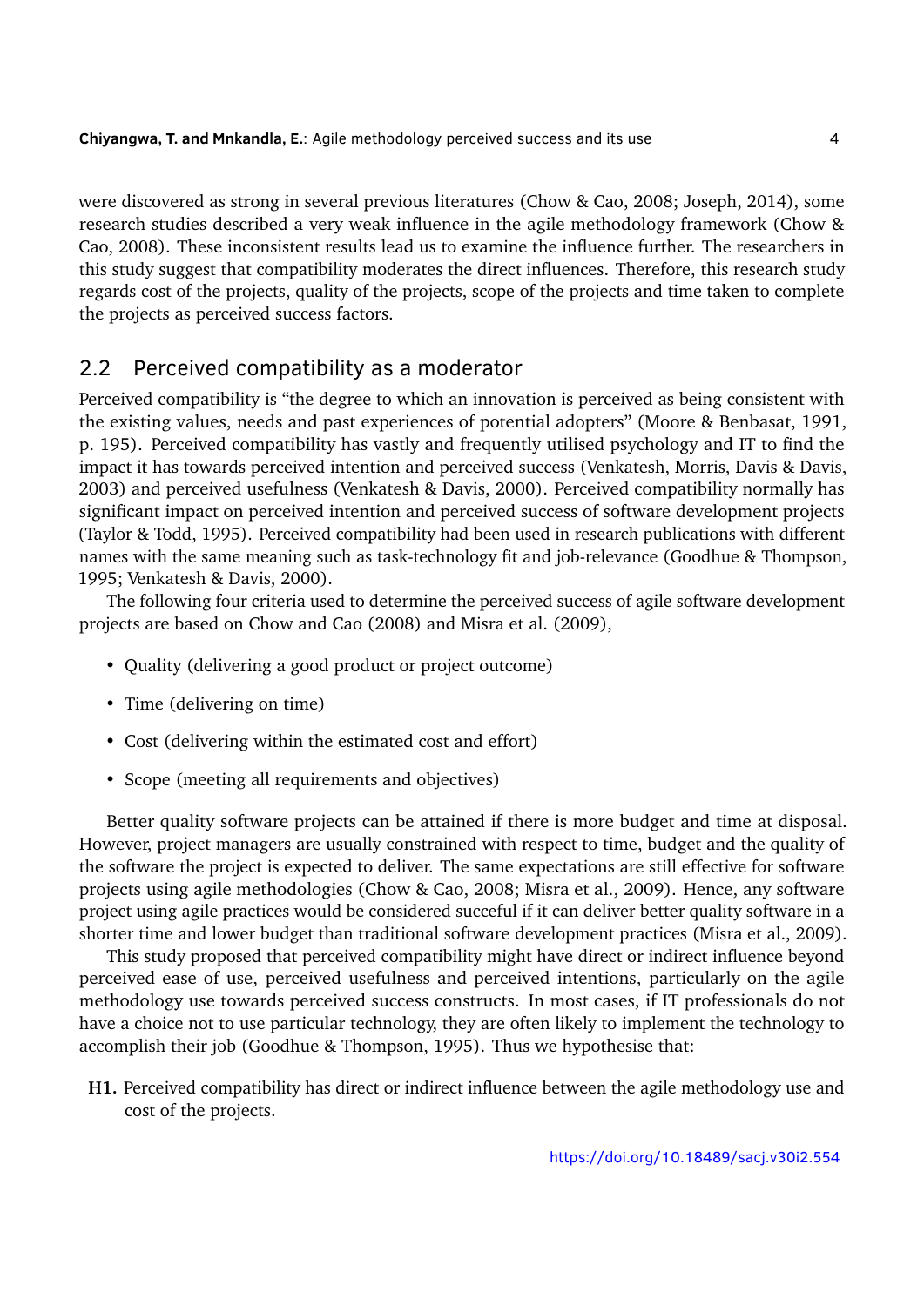were discovered as strong in several previous literatures (Chow & Cao, 2008; Joseph, 2014), some research studies described a very weak influence in the agile methodology framework (Chow & Cao, 2008). These inconsistent results lead us to examine the influence further. The researchers in this study suggest that compatibility moderates the direct influences. Therefore, this research study regards cost of the projects, quality of the projects, scope of the projects and time taken to complete the projects as perceived success factors.

## 2.2 Perceived compatibility as a moderator

Perceived compatibility is "the degree to which an innovation is perceived as being consistent with the existing values, needs and past experiences of potential adopters" (Moore & Benbasat, 1991, p. 195). Perceived compatibility has vastly and frequently utilised psychology and IT to find the impact it has towards perceived intention and perceived success (Venkatesh, Morris, Davis & Davis, 2003) and perceived usefulness (Venkatesh & Davis, 2000). Perceived compatibility normally has significant impact on perceived intention and perceived success of software development projects (Taylor & Todd, 1995). Perceived compatibility had been used in research publications with different names with the same meaning such as task-technology fit and job-relevance (Goodhue & Thompson, 1995; Venkatesh & Davis, 2000).

The following four criteria used to determine the perceived success of agile software development projects are based on Chow and Cao (2008) and Misra et al. (2009),

- Quality (delivering a good product or project outcome)
- Time (delivering on time)
- Cost (delivering within the estimated cost and effort)
- Scope (meeting all requirements and objectives)

Better quality software projects can be attained if there is more budget and time at disposal. However, project managers are usually constrained with respect to time, budget and the quality of the software the project is expected to deliver. The same expectations are still effective for software projects using agile methodologies (Chow & Cao, 2008; Misra et al., 2009). Hence, any software project using agile practices would be considered succeful if it can deliver better quality software in a shorter time and lower budget than traditional software development practices (Misra et al., 2009).

This study proposed that perceived compatibility might have direct or indirect influence beyond perceived ease of use, perceived usefulness and perceived intentions, particularly on the agile methodology use towards perceived success constructs. In most cases, if IT professionals do not have a choice not to use particular technology, they are often likely to implement the technology to accomplish their job (Goodhue & Thompson, 1995). Thus we hypothesise that:

**H1.** Perceived compatibility has direct or indirect influence between the agile methodology use and cost of the projects.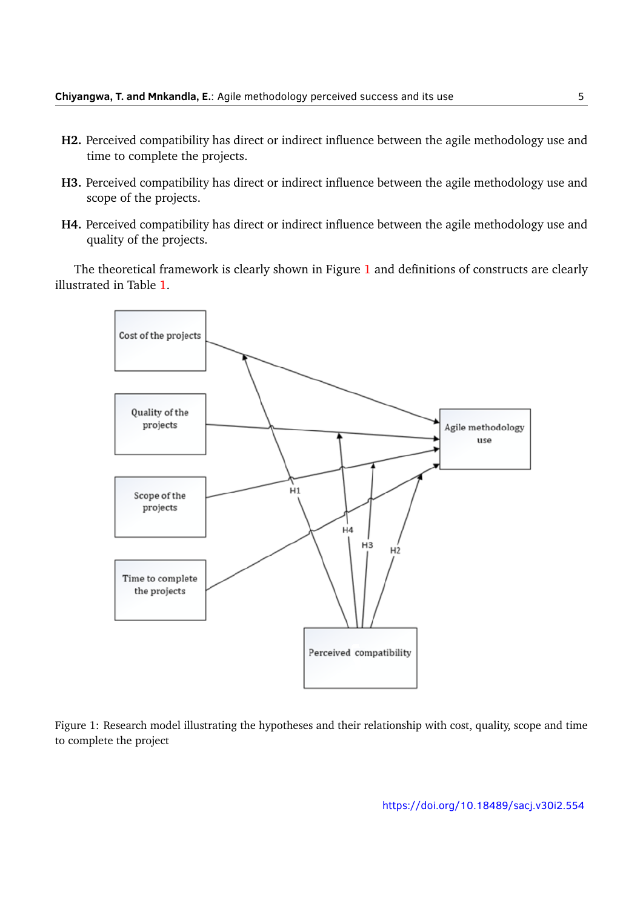**H2.** Perceived compatibility has direct or indirect influence between the agile methodology use and time to complete the projects.

**H3.** Perceived compatibility has direct or indirect influence between the agile methodology use and scope of the projects.

**H4.** Perceived compatibility has direct or indirect influence between the agile methodology use and quality of the projects.

The theoretical framework is clearly shown in Figure 1 and definitions of constructs are clearly illustrated in Table 1.

Figure 1: Research model illustrating the hypotheses and their relationship with cost, quality, scope and time to complete the project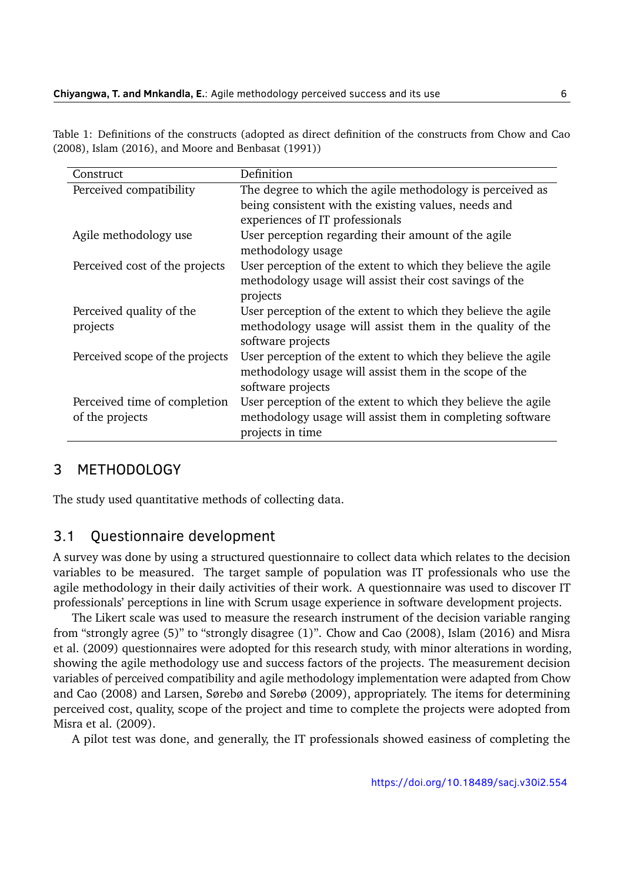Table 1: Definitions of the constructs (adopted as direct definition of the constructs from Chow and Cao (2008), Islam (2016), and Moore and Benbasat (1991))

| Construct | Definition |
|---|---|
| Perceived compatibility | The degree to which the agile methodology is perceived as being consistent with the existing values, needs and experiences of IT professionals |
| Agile methodology use | User perception regarding their amount of the agile methodology usage |
| Perceived cost of the projects | User perception of the extent to which they believe the agile methodology usage will assist their cost savings of the projects |
| Perceived quality of the projects | User perception of the extent to which they believe the agile methodology usage will assist them in the quality of the software projects |
| Perceived scope of the projects | User perception of the extent to which they believe the agile methodology usage will assist them in the scope of the software projects |
| Perceived time of completion of the projects | User perception of the extent to which they believe the agile methodology usage will assist them in completing software projects in time |

## 3 METHODOLOGY

The study used quantitative methods of collecting data.

### 3.1 Questionnaire development

A survey was done by using a structured questionnaire to collect data which relates to the decision variables to be measured. The target sample of population was IT professionals who use the agile methodology in their daily activities of their work. A questionnaire was used to discover IT professionals' perceptions in line with Scrum usage experience in software development projects.

The Likert scale was used to measure the research instrument of the decision variable ranging from "strongly agree (5)" to "strongly disagree (1)". Chow and Cao (2008), Islam (2016) and Misra et al. (2009) questionnaires were adopted for this research study, with minor alterations in wording, showing the agile methodology use and success factors of the projects. The measurement decision variables of perceived compatibility and agile methodology implementation were adapted from Chow and Cao (2008) and Larsen, Sørebø and Sørebø (2009), appropriately. The items for determining perceived cost, quality, scope of the project and time to complete the projects were adopted from Misra et al. (2009).

A pilot test was done, and generally, the IT professionals showed easiness of completing the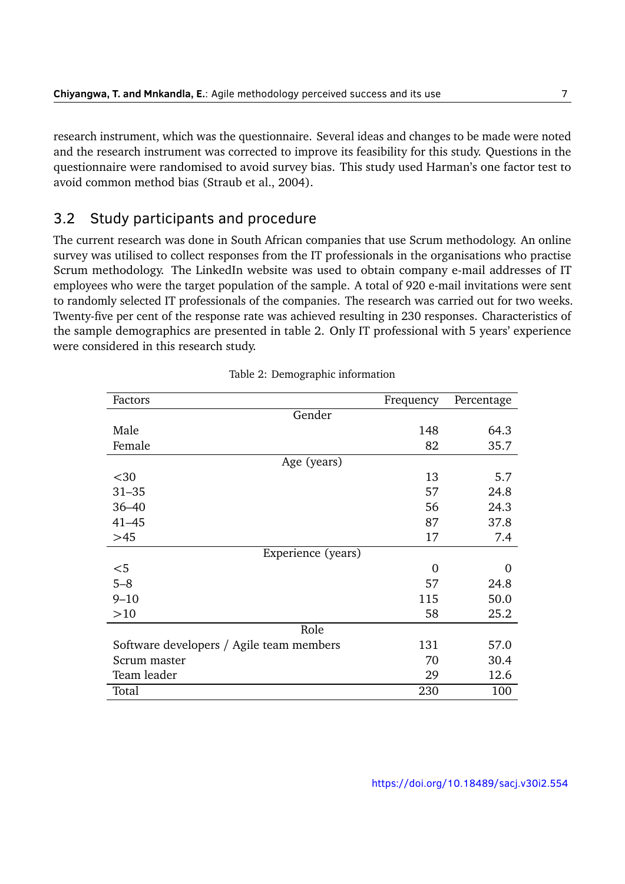research instrument, which was the questionnaire. Several ideas and changes to be made were noted and the research instrument was corrected to improve its feasibility for this study. Questions in the questionnaire were randomised to avoid survey bias. This study used Harman's one factor test to avoid common method bias (Straub et al., 2004).

## 3.2 Study participants and procedure

The current research was done in South African companies that use Scrum methodology. An online survey was utilised to collect responses from the IT professionals in the organisations who practise Scrum methodology. The LinkedIn website was used to obtain company e-mail addresses of IT employees who were the target population of the sample. A total of 920 e-mail invitations were sent to randomly selected IT professionals of the companies. The research was carried out for two weeks. Twenty-five per cent of the response rate was achieved resulting in 230 responses. Characteristics of the sample demographics are presented in table 2. Only IT professional with 5 years' experience were considered in this research study.

Table 2: Demographic information

| Factors | Frequency | Percentage |
|---|---|---|
| Gender | | |
| Male | 148 | 64.3 |
| Female | 82 | 35.7 |
| Age (years) | | |
| <30 | 13 | 5.7 |
| 31–35 | 57 | 24.8 |
| 36–40 | 56 | 24.3 |
| 41–45 | 87 | 37.8 |
| >45 | 17 | 7.4 |
| Experience (years) | | |
| <5 | 0 | 0 |
| 5–8 | 57 | 24.8 |
| 9–10 | 115 | 50.0 |
| >10 | 58 | 25.2 |
| Role | | |
| Software developers / Agile team members | 131 | 57.0 |
| Scrum master | 70 | 30.4 |
| Team leader | 29 | 12.6 |
| Total | 230 | 100 |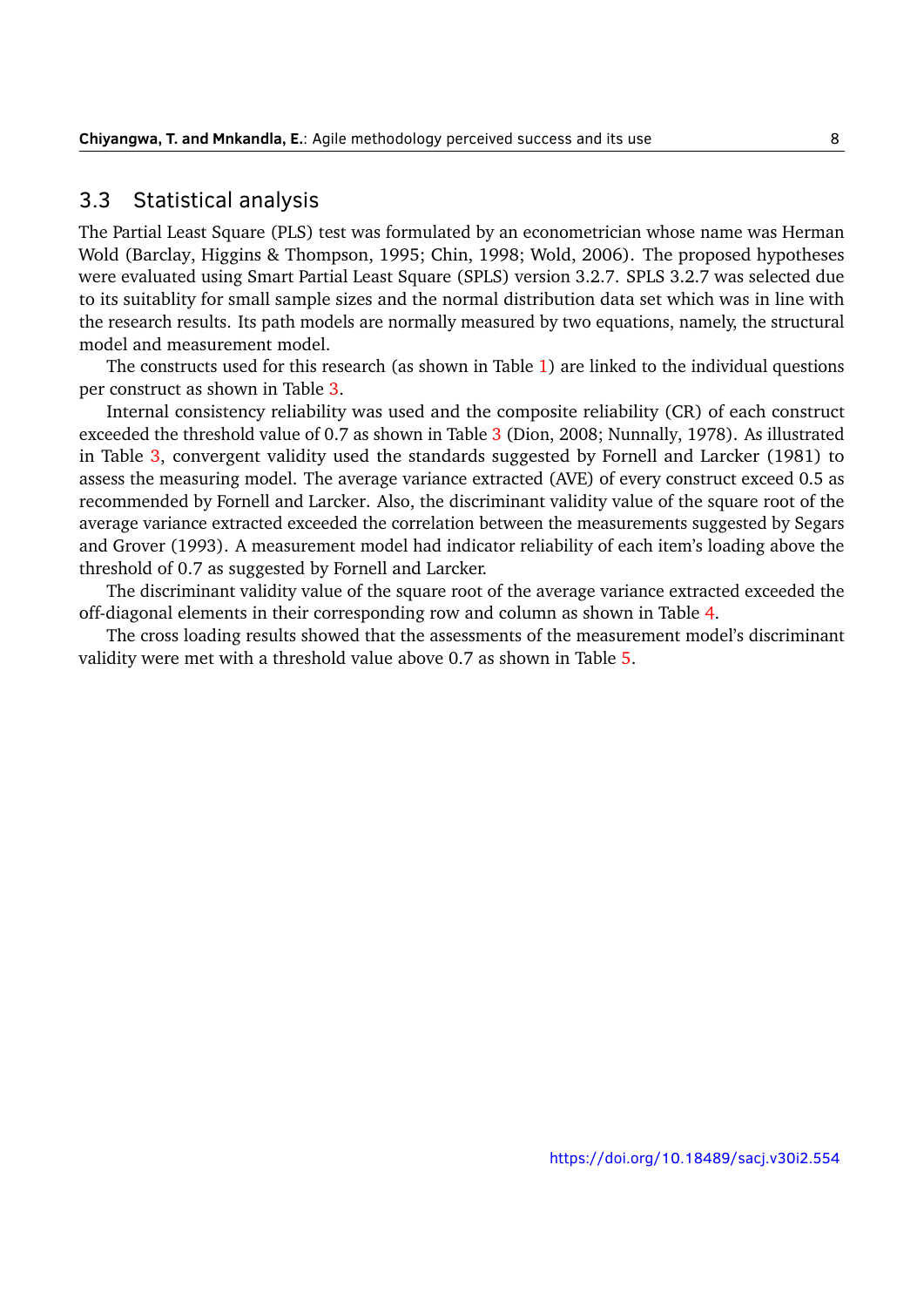## 3.3 Statistical analysis

The Partial Least Square (PLS) test was formulated by an econometrician whose name was Herman Wold (Barclay, Higgins & Thompson, 1995; Chin, 1998; Wold, 2006). The proposed hypotheses were evaluated using Smart Partial Least Square (SPLS) version 3.2.7. SPLS 3.2.7 was selected due to its suitablity for small sample sizes and the normal distribution data set which was in line with the research results. Its path models are normally measured by two equations, namely, the structural model and measurement model.

The constructs used for this research (as shown in Table 1) are linked to the individual questions per construct as shown in Table 3.

Internal consistency reliability was used and the composite reliability (CR) of each construct exceeded the threshold value of 0.7 as shown in Table 3 (Dion, 2008; Nunnally, 1978). As illustrated in Table 3, convergent validity used the standards suggested by Fornell and Larcker (1981) to assess the measuring model. The average variance extracted (AVE) of every construct exceed 0.5 as recommended by Fornell and Larcker. Also, the discriminant validity value of the square root of the average variance extracted exceeded the correlation between the measurements suggested by Segars and Grover (1993). A measurement model had indicator reliability of each item's loading above the threshold of 0.7 as suggested by Fornell and Larcker.

The discriminant validity value of the square root of the average variance extracted exceeded the off-diagonal elements in their corresponding row and column as shown in Table 4.

The cross loading results showed that the assessments of the measurement model's discriminant validity were met with a threshold value above 0.7 as shown in Table 5.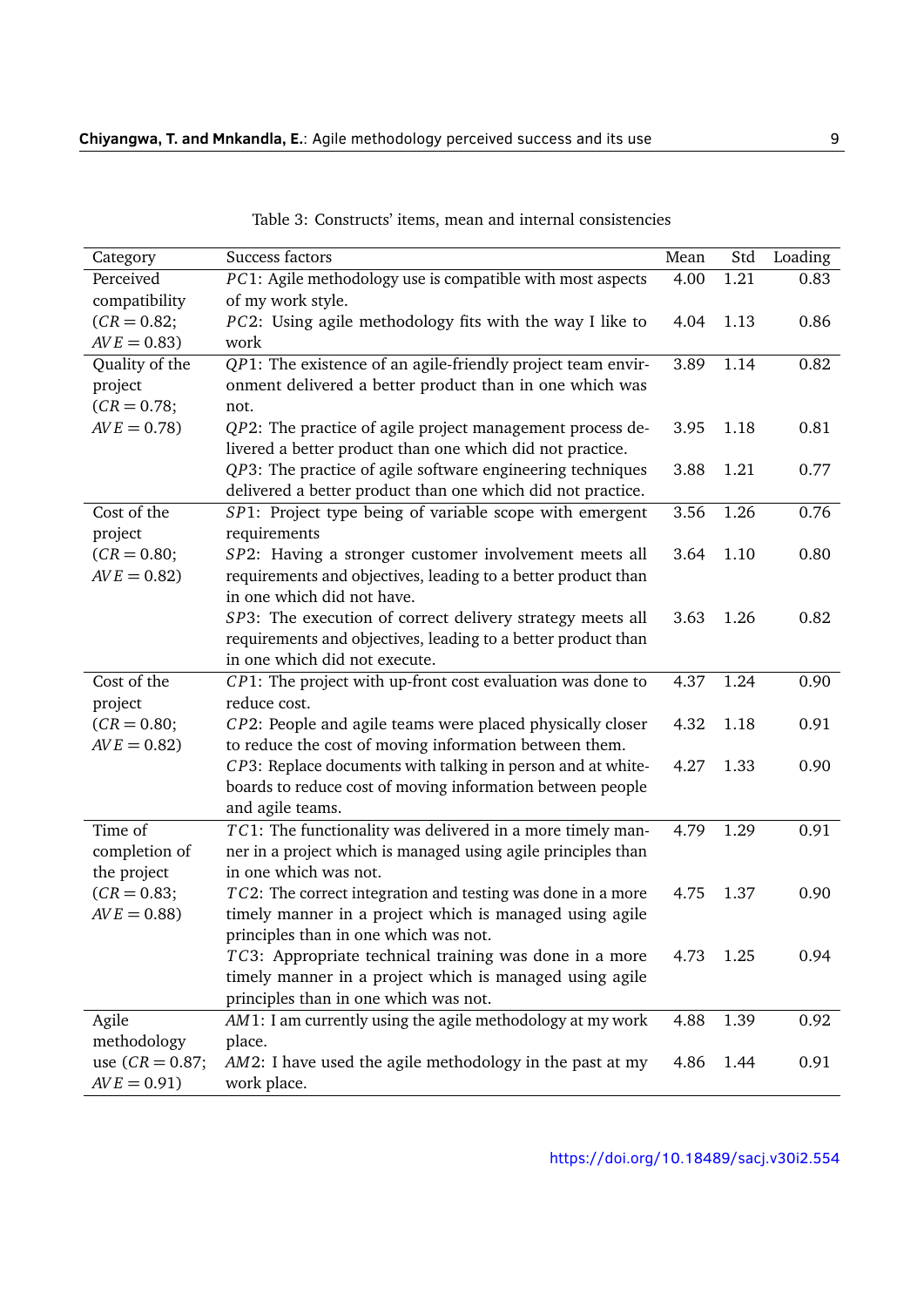Table 3: Constructs' items, mean and internal consistencies

| Category | Success factors | Mean | Std | Loading |
|---|---|---|---|---|
| Perceived compatibility ($CR = 0.82$; $AVE = 0.83$) | $PC1$: Agile methodology use is compatible with most aspects of my work style. | 4.00 | 1.21 | 0.83 |
| | $PC2$: Using agile methodology fits with the way I like to work | 4.04 | 1.13 | 0.86 |
| Quality of the project ($CR = 0.78$; $AVE = 0.78$) | $QP1$: The existence of an agile-friendly project team environment delivered a better product than in one which was not. | 3.89 | 1.14 | 0.82 |
| | $QP2$: The practice of agile project management process delivered a better product than one which did not practice. | 3.95 | 1.18 | 0.81 |
| | $QP3$: The practice of agile software engineering techniques delivered a better product than one which did not practice. | 3.88 | 1.21 | 0.77 |
| Cost of the project ($CR = 0.80$; $AVE = 0.82$) | $SP1$: Project type being of variable scope with emergent requirements | 3.56 | 1.26 | 0.76 |
| | $SP2$: Having a stronger customer involvement meets all requirements and objectives, leading to a better product than in one which did not have. | 3.64 | 1.10 | 0.80 |
| | $SP3$: The execution of correct delivery strategy meets all requirements and objectives, leading to a better product than in one which did not execute. | 3.63 | 1.26 | 0.82 |
| Cost of the project ($CR = 0.80$; $AVE = 0.82$) | $CP1$: The project with up-front cost evaluation was done to reduce cost. | 4.37 | 1.24 | 0.90 |
| | $CP2$: People and agile teams were placed physically closer to reduce the cost of moving information between them. | 4.32 | 1.18 | 0.91 |
| | $CP3$: Replace documents with talking in person and at whiteboards to reduce cost of moving information between people and agile teams. | 4.27 | 1.33 | 0.90 |
| Time of completion of the project ($CR = 0.83$; $AVE = 0.88$) | $TC1$: The functionality was delivered in a more timely manner in a project which is managed using agile principles than in one which was not. | 4.79 | 1.29 | 0.91 |
| | $TC2$: The correct integration and testing was done in a more timely manner in a project which is managed using agile principles than in one which was not. | 4.75 | 1.37 | 0.90 |
| | $TC3$: Appropriate technical training was done in a more timely manner in a project which is managed using agile principles than in one which was not. | 4.73 | 1.25 | 0.94 |
| Agile methodology use ($CR = 0.87$; $AVE = 0.91$) | $AM1$: I am currently using the agile methodology at my work place. | 4.88 | 1.39 | 0.92 |
| | $AM2$: I have used the agile methodology in the past at my work place. | 4.86 | 1.44 | 0.91 |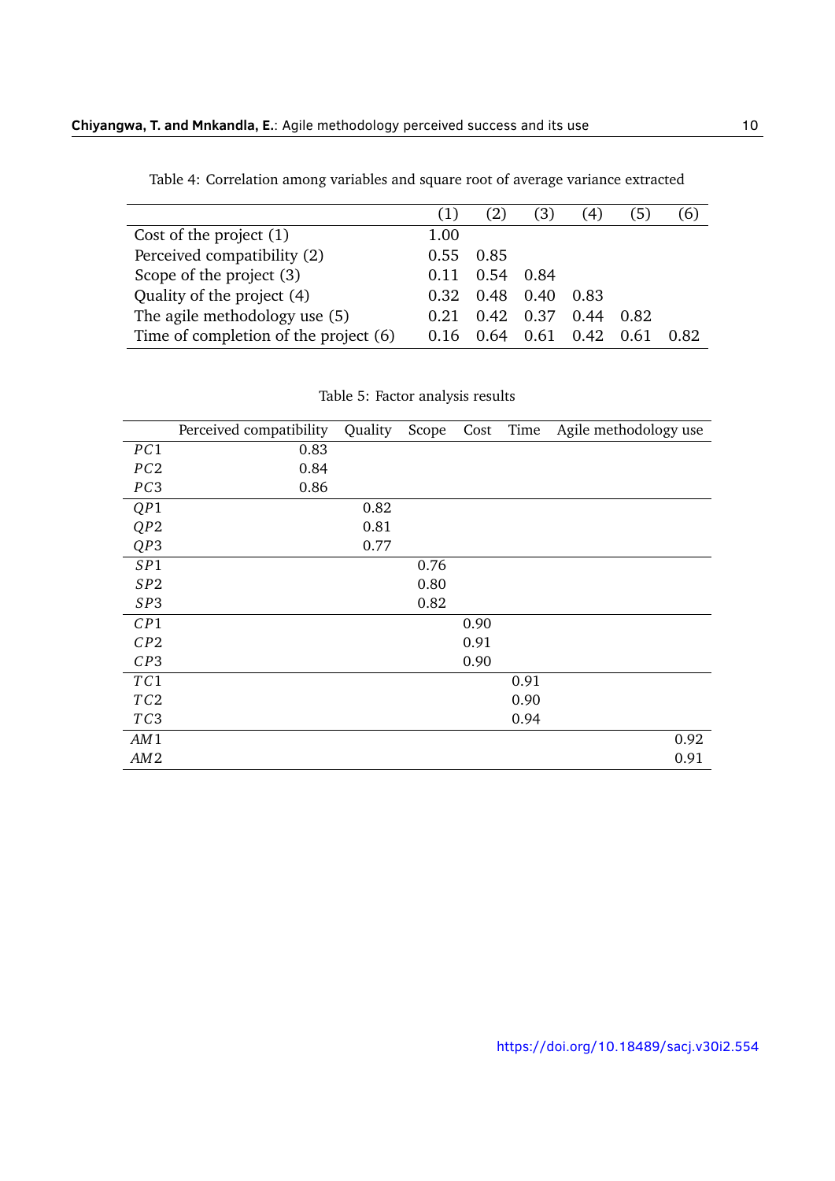Table 4: Correlation among variables and square root of average variance extracted

| | (1) | (2) | (3) | (4) | (5) | (6) |
|---|---|---|---|---|---|---|
| Cost of the project (1) | 1.00 | | | | | |
| Perceived compatibility (2) | 0.55 | 0.85 | | | | |
| Scope of the project (3) | 0.11 | 0.54 | 0.84 | | | |
| Quality of the project (4) | 0.32 | 0.48 | 0.40 | 0.83 | | |
| The agile methodology use (5) | 0.21 | 0.42 | 0.37 | 0.44 | 0.82 | |
| Time of completion of the project (6) | 0.16 | 0.64 | 0.61 | 0.42 | 0.61 | 0.82 |

Table 5: Factor analysis results

| | Perceived compatibility | Quality | Scope | Cost | Time | Agile methodology use |
|---|---|---|---|---|---|---|
| $PC1$ | 0.83 | | | | | |
| $PC2$ | 0.84 | | | | | |
| $PC3$ | 0.86 | | | | | |
| $QP1$ | | 0.82 | | | | |
| $QP2$ | | 0.81 | | | | |
| $QP3$ | | 0.77 | | | | |
| $SP1$ | | | 0.76 | | | |
| $SP2$ | | | 0.80 | | | |
| $SP3$ | | | 0.82 | | | |
| $CP1$ | | | | 0.90 | | |
| $CP2$ | | | | 0.91 | | |
| $CP3$ | | | | 0.90 | | |
| $TC1$ | | | | | 0.91 | |
| $TC2$ | | | | | 0.90 | |
| $TC3$ | | | | | 0.94 | |
| $AM1$ | | | | | | 0.92 |
| $AM2$ | | | | | | 0.91 |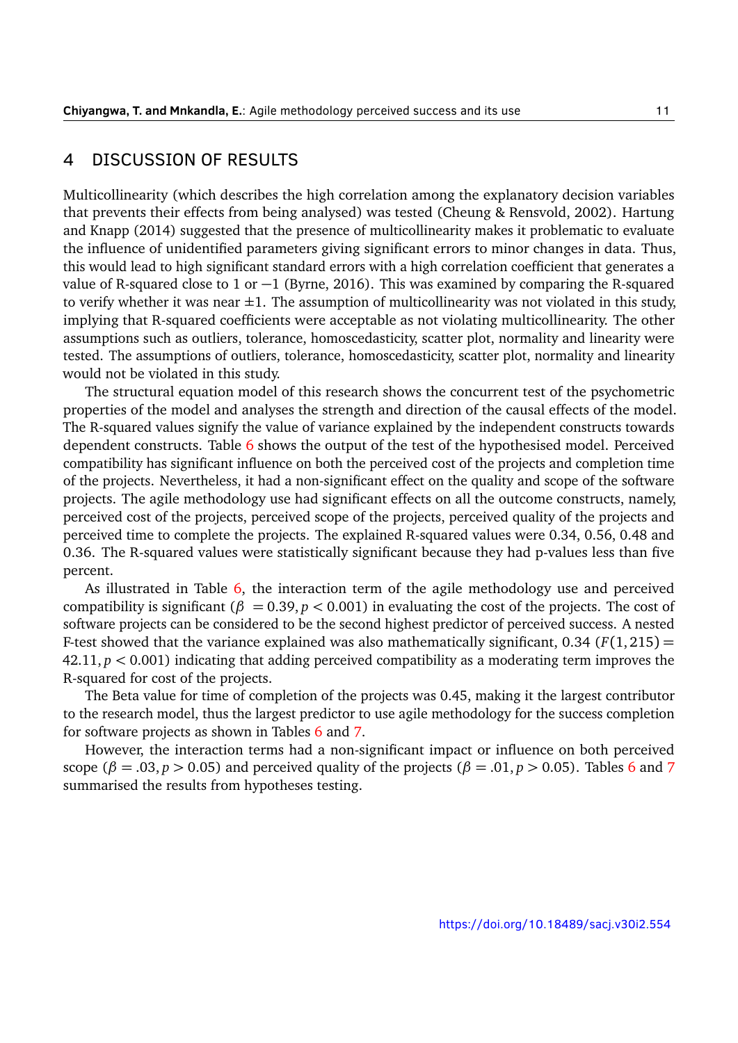## 4 DISCUSSION OF RESULTS

Multicollinearity (which describes the high correlation among the explanatory decision variables that prevents their effects from being analysed) was tested (Cheung & Rensvold, 2002). Hartung and Knapp (2014) suggested that the presence of multicollinearity makes it problematic to evaluate the influence of unidentified parameters giving significant errors to minor changes in data. Thus, this would lead to high significant standard errors with a high correlation coefficient that generates a value of R-squared close to 1 or $-1$ (Byrne, 2016). This was examined by comparing the R-squared to verify whether it was near $\pm 1$. The assumption of multicollinearity was not violated in this study, implying that R-squared coefficients were acceptable as not violating multicollinearity. The other assumptions such as outliers, tolerance, homoscedasticity, scatter plot, normality and linearity were tested. The assumptions of outliers, tolerance, homoscedasticity, scatter plot, normality and linearity would not be violated in this study.

The structural equation model of this research shows the concurrent test of the psychometric properties of the model and analyses the strength and direction of the causal effects of the model. The R-squared values signify the value of variance explained by the independent constructs towards dependent constructs. Table 6 shows the output of the test of the hypothesised model. Perceived compatibility has significant influence on both the perceived cost of the projects and completion time of the projects. Nevertheless, it had a non-significant effect on the quality and scope of the software projects. The agile methodology use had significant effects on all the outcome constructs, namely, perceived cost of the projects, perceived scope of the projects, perceived quality of the projects and perceived time to complete the projects. The explained R-squared values were 0.34, 0.56, 0.48 and 0.36. The R-squared values were statistically significant because they had p-values less than five percent.

As illustrated in Table 6, the interaction term of the agile methodology use and perceived compatibility is significant ($\beta = 0.39, p < 0.001$) in evaluating the cost of the projects. The cost of software projects can be considered to be the second highest predictor of perceived success. A nested F-test showed that the variance explained was also mathematically significant, 0.34 ($F(1, 215) = 42.11, p < 0.001$) indicating that adding perceived compatibility as a moderating term improves the R-squared for cost of the projects.

The Beta value for time of completion of the projects was 0.45, making it the largest contributor to the research model, thus the largest predictor to use agile methodology for the success completion for software projects as shown in Tables 6 and 7.

However, the interaction terms had a non-significant impact or influence on both perceived scope ($\beta = .03, p > 0.05$) and perceived quality of the projects ($\beta = .01, p > 0.05$). Tables 6 and 7 summarised the results from hypotheses testing.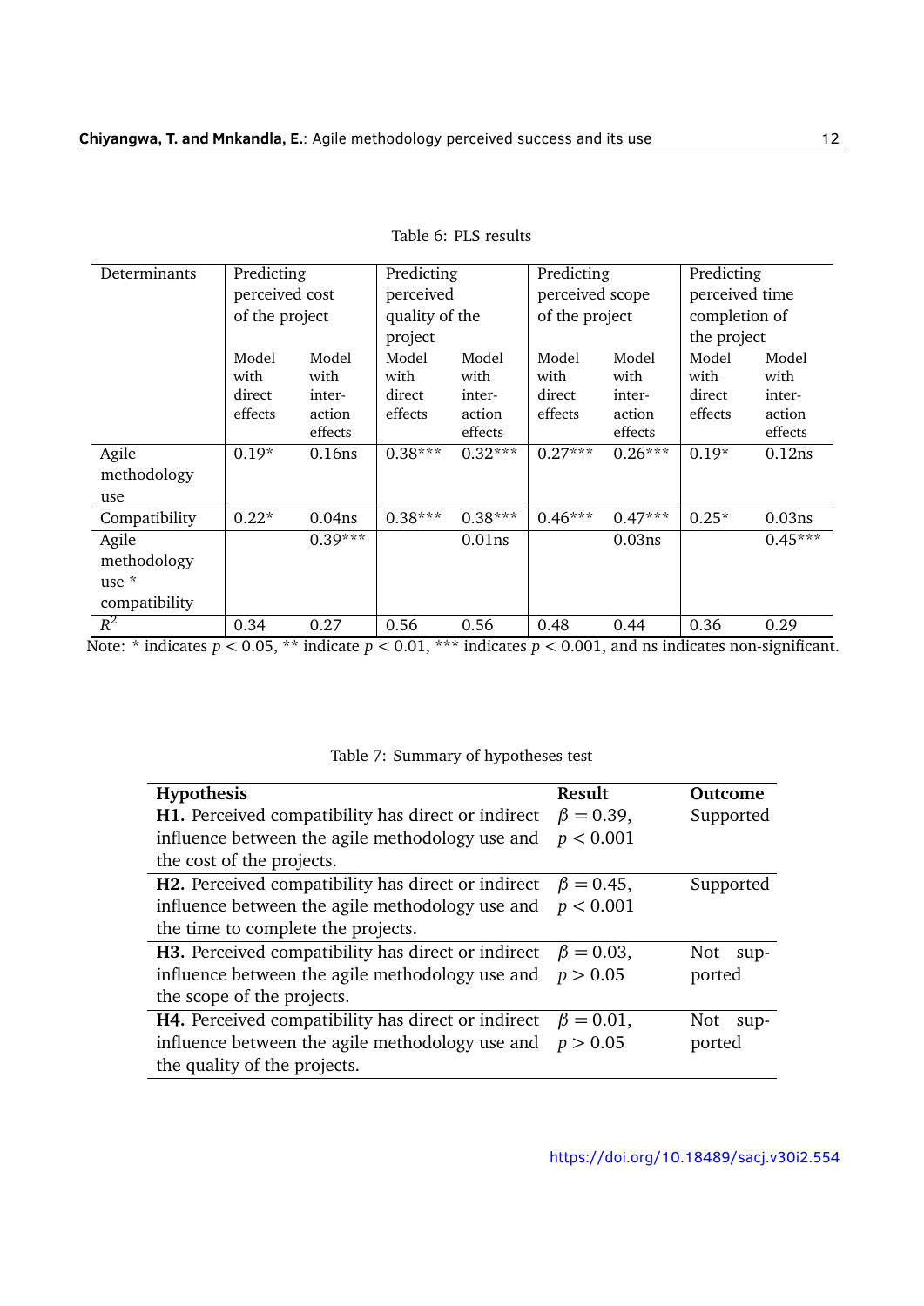Table 6: PLS results

| Determinants | Predicting perceived cost of the project | | Predicting perceived quality of the project | | Predicting perceived scope of the project | | Predicting perceived time completion of the project | |
|---|---|---|---|---|---|---|---|---|
| | Model with direct effects | Model with interaction effects | Model with direct effects | Model with interaction effects | Model with direct effects | Model with interaction effects | Model with direct effects | Model with interaction effects |
| Agile methodology use | 0.19* | 0.16ns | 0.38*** | 0.32*** | 0.27*** | 0.26*** | 0.19* | 0.12ns |
| Compatibility | 0.22* | 0.04ns | 0.38*** | 0.38*** | 0.46*** | 0.47*** | 0.25* | 0.03ns |
| Agile methodology use * compatibility | | 0.39*** | | 0.01ns | | 0.03ns | | 0.45*** |
| $R^2$ | 0.34 | 0.27 | 0.56 | 0.56 | 0.48 | 0.44 | 0.36 | 0.29 |

Note: * indicates $p < 0.05$, ** indicate $p < 0.01$, *** indicates $p < 0.001$, and ns indicates non-significant.

Table 7: Summary of hypotheses test

| Hypothesis | Result | Outcome |
|---|---|---|
| **H1.** Perceived compatibility has direct or indirect influence between the agile methodology use and the cost of the projects. | $\beta = 0.39$, $p < 0.001$ | Supported |
| **H2.** Perceived compatibility has direct or indirect influence between the agile methodology use and the time to complete the projects. | $\beta = 0.45$, $p < 0.001$ | Supported |
| **H3.** Perceived compatibility has direct or indirect influence between the agile methodology use and the scope of the projects. | $\beta = 0.03$, $p > 0.05$ | Not supported |
| **H4.** Perceived compatibility has direct or indirect influence between the agile methodology use and the quality of the projects. | $\beta = 0.01$, $p > 0.05$ | Not supported |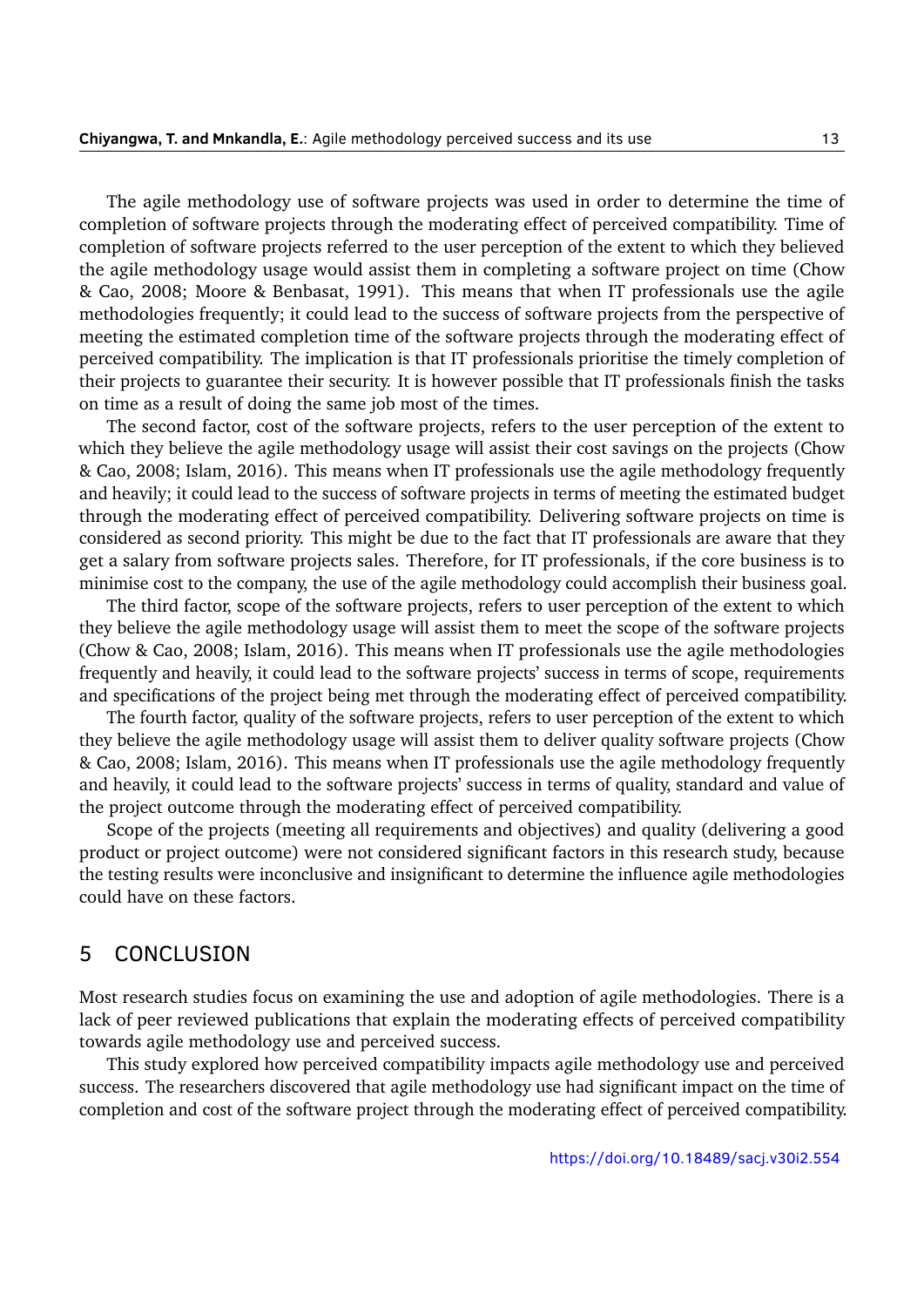The agile methodology use of software projects was used in order to determine the time of completion of software projects through the moderating effect of perceived compatibility. Time of completion of software projects referred to the user perception of the extent to which they believed the agile methodology usage would assist them in completing a software project on time (Chow & Cao, 2008; Moore & Benbasat, 1991). This means that when IT professionals use the agile methodologies frequently; it could lead to the success of software projects from the perspective of meeting the estimated completion time of the software projects through the moderating effect of perceived compatibility. The implication is that IT professionals prioritise the timely completion of their projects to guarantee their security. It is however possible that IT professionals finish the tasks on time as a result of doing the same job most of the times.

The second factor, cost of the software projects, refers to the user perception of the extent to which they believe the agile methodology usage will assist their cost savings on the projects (Chow & Cao, 2008; Islam, 2016). This means when IT professionals use the agile methodology frequently and heavily; it could lead to the success of software projects in terms of meeting the estimated budget through the moderating effect of perceived compatibility. Delivering software projects on time is considered as second priority. This might be due to the fact that IT professionals are aware that they get a salary from software projects sales. Therefore, for IT professionals, if the core business is to minimise cost to the company, the use of the agile methodology could accomplish their business goal.

The third factor, scope of the software projects, refers to user perception of the extent to which they believe the agile methodology usage will assist them to meet the scope of the software projects (Chow & Cao, 2008; Islam, 2016). This means when IT professionals use the agile methodologies frequently and heavily, it could lead to the software projects' success in terms of scope, requirements and specifications of the project being met through the moderating effect of perceived compatibility.

The fourth factor, quality of the software projects, refers to user perception of the extent to which they believe the agile methodology usage will assist them to deliver quality software projects (Chow & Cao, 2008; Islam, 2016). This means when IT professionals use the agile methodology frequently and heavily, it could lead to the software projects' success in terms of quality, standard and value of the project outcome through the moderating effect of perceived compatibility.

Scope of the projects (meeting all requirements and objectives) and quality (delivering a good product or project outcome) were not considered significant factors in this research study, because the testing results were inconclusive and insignificant to determine the influence agile methodologies could have on these factors.

## 5 CONCLUSION

Most research studies focus on examining the use and adoption of agile methodologies. There is a lack of peer reviewed publications that explain the moderating effects of perceived compatibility towards agile methodology use and perceived success.

This study explored how perceived compatibility impacts agile methodology use and perceived success. The researchers discovered that agile methodology use had significant impact on the time of completion and cost of the software project through the moderating effect of perceived compatibility.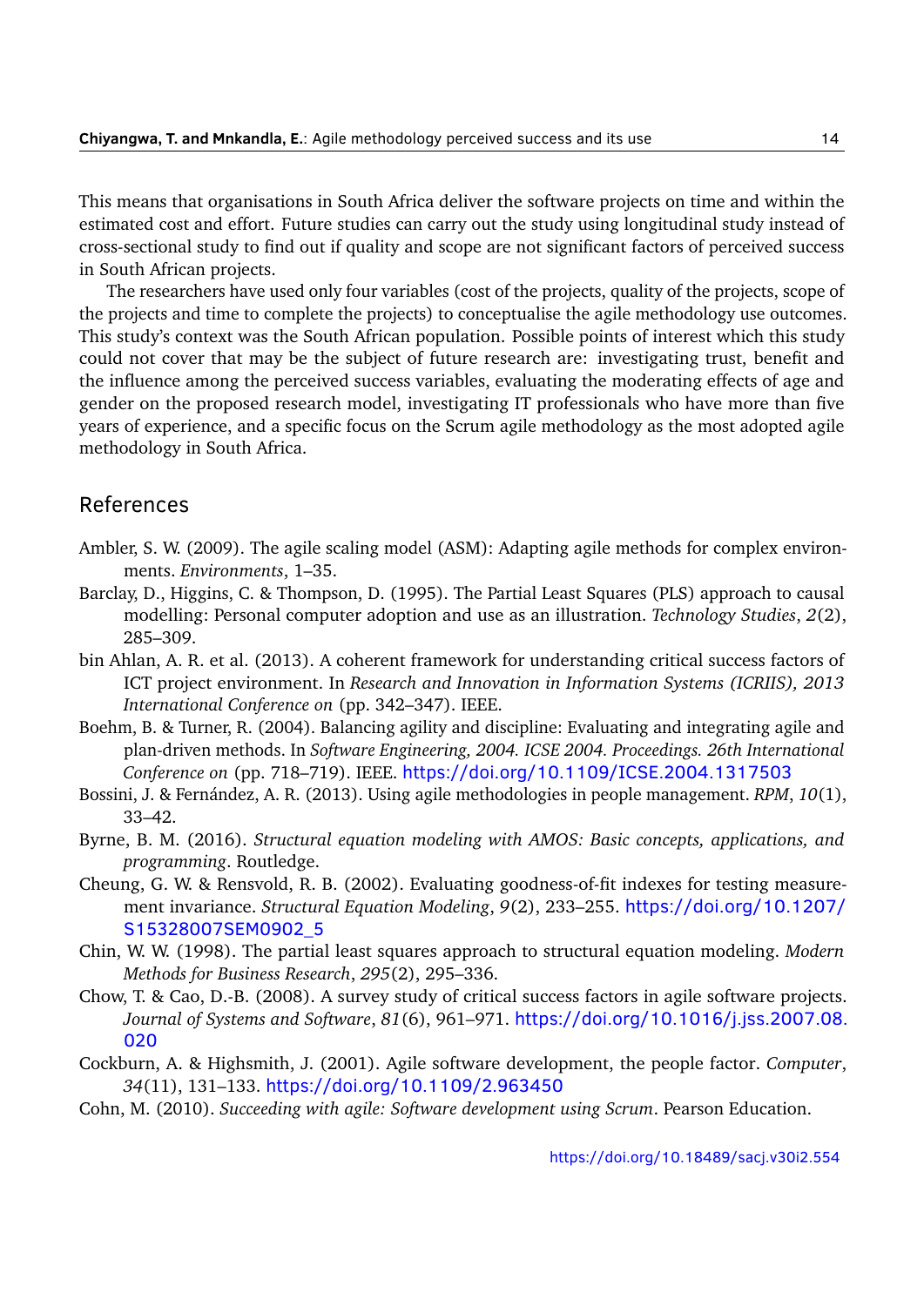This means that organisations in South Africa deliver the software projects on time and within the estimated cost and effort. Future studies can carry out the study using longitudinal study instead of cross-sectional study to find out if quality and scope are not significant factors of perceived success in South African projects.

The researchers have used only four variables (cost of the projects, quality of the projects, scope of the projects and time to complete the projects) to conceptualise the agile methodology use outcomes. This study's context was the South African population. Possible points of interest which this study could not cover that may be the subject of future research are: investigating trust, benefit and the influence among the perceived success variables, evaluating the moderating effects of age and gender on the proposed research model, investigating IT professionals who have more than five years of experience, and a specific focus on the Scrum agile methodology as the most adopted agile methodology in South Africa.

## References

Ambler, S. W. (2009). The agile scaling model (ASM): Adapting agile methods for complex environments. *Environments*, 1–35.

Barclay, D., Higgins, C. & Thompson, D. (1995). The Partial Least Squares (PLS) approach to causal modelling: Personal computer adoption and use as an illustration. *Technology Studies*, *2*(2), 285–309.

bin Ahlan, A. R. et al. (2013). A coherent framework for understanding critical success factors of ICT project environment. In *Research and Innovation in Information Systems (ICRIIS), 2013 International Conference on* (pp. 342–347). IEEE.

Boehm, B. & Turner, R. (2004). Balancing agility and discipline: Evaluating and integrating agile and plan-driven methods. In *Software Engineering, 2004. ICSE 2004. Proceedings. 26th International Conference on* (pp. 718–719). IEEE. https://doi.org/10.1109/ICSE.2004.1317503

Bossini, J. & Fernández, A. R. (2013). Using agile methodologies in people management. *RPM*, *10*(1), 33–42.

Byrne, B. M. (2016). *Structural equation modeling with AMOS: Basic concepts, applications, and programming*. Routledge.

Cheung, G. W. & Rensvold, R. B. (2002). Evaluating goodness-of-fit indexes for testing measurement invariance. *Structural Equation Modeling*, *9*(2), 233–255. https://doi.org/10.1207/S15328007SEM0902_5

Chin, W. W. (1998). The partial least squares approach to structural equation modeling. *Modern Methods for Business Research*, *295*(2), 295–336.

Chow, T. & Cao, D.-B. (2008). A survey study of critical success factors in agile software projects. *Journal of Systems and Software*, *81*(6), 961–971. https://doi.org/10.1016/j.jss.2007.08.020

Cockburn, A. & Highsmith, J. (2001). Agile software development, the people factor. *Computer*, *34*(11), 131–133. https://doi.org/10.1109/2.963450

Cohn, M. (2010). *Succeeding with agile: Software development using Scrum*. Pearson Education.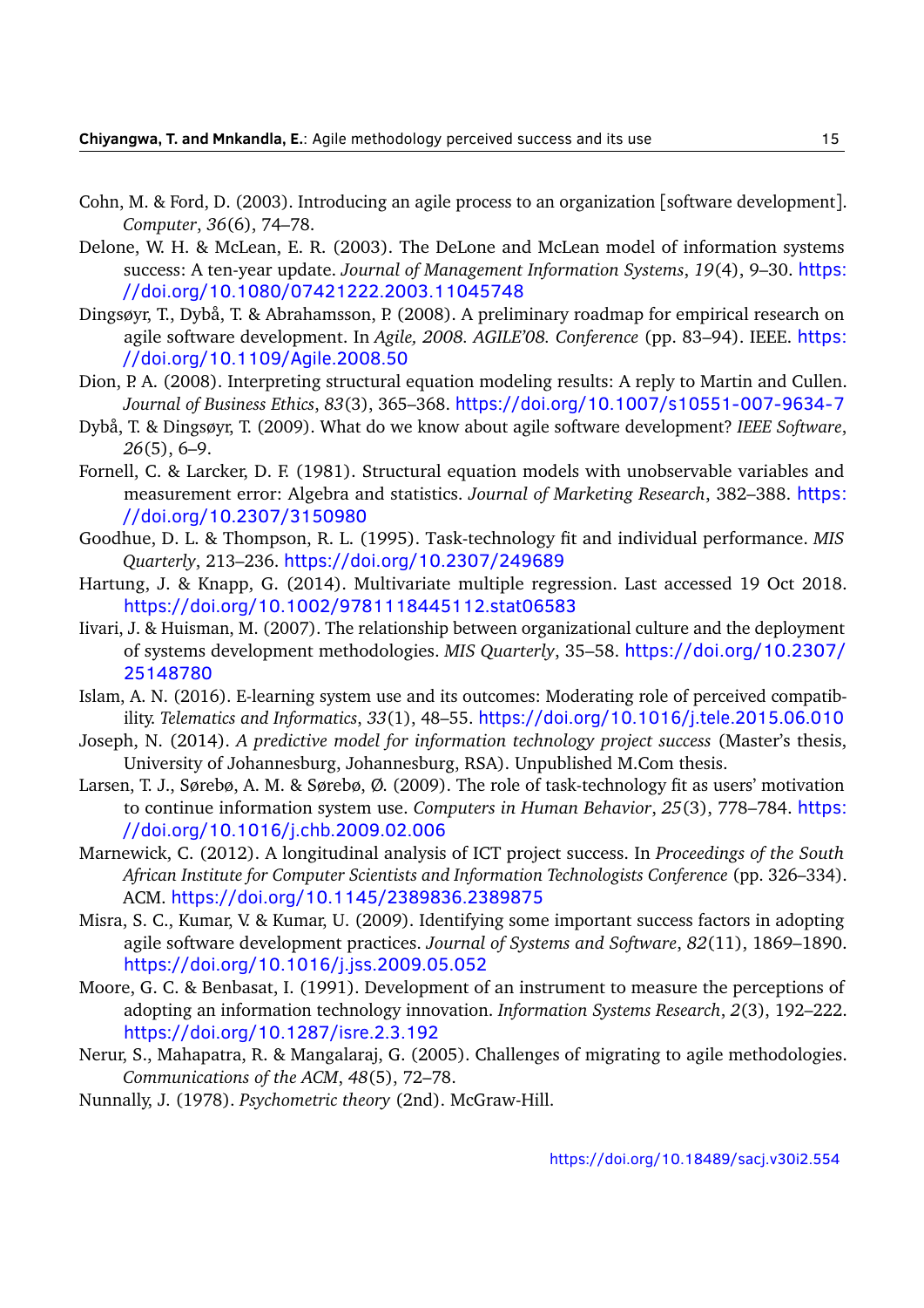Cohn, M. & Ford, D. (2003). Introducing an agile process to an organization [software development]. *Computer*, *36*(6), 74–78.

Delone, W. H. & McLean, E. R. (2003). The DeLone and McLean model of information systems success: A ten-year update. *Journal of Management Information Systems*, *19*(4), 9–30. https://doi.org/10.1080/07421222.2003.11045748

Dingsøyr, T., Dybå, T. & Abrahamsson, P. (2008). A preliminary roadmap for empirical research on agile software development. In *Agile, 2008. AGILE'08. Conference* (pp. 83–94). IEEE. https://doi.org/10.1109/Agile.2008.50

Dion, P. A. (2008). Interpreting structural equation modeling results: A reply to Martin and Cullen. *Journal of Business Ethics*, *83*(3), 365–368. https://doi.org/10.1007/s10551-007-9634-7

Dybå, T. & Dingsøyr, T. (2009). What do we know about agile software development? *IEEE Software*, *26*(5), 6–9.

Fornell, C. & Larcker, D. F. (1981). Structural equation models with unobservable variables and measurement error: Algebra and statistics. *Journal of Marketing Research*, 382–388. https://doi.org/10.2307/3150980

Goodhue, D. L. & Thompson, R. L. (1995). Task-technology fit and individual performance. *MIS Quarterly*, 213–236. https://doi.org/10.2307/249689

Hartung, J. & Knapp, G. (2014). Multivariate multiple regression. Last accessed 19 Oct 2018. https://doi.org/10.1002/9781118445112.stat06583

Iivari, J. & Huisman, M. (2007). The relationship between organizational culture and the deployment of systems development methodologies. *MIS Quarterly*, 35–58. https://doi.org/10.2307/25148780

Islam, A. N. (2016). E-learning system use and its outcomes: Moderating role of perceived compatibility. *Telematics and Informatics*, *33*(1), 48–55. https://doi.org/10.1016/j.tele.2015.06.010

Joseph, N. (2014). *A predictive model for information technology project success* (Master's thesis, University of Johannesburg, Johannesburg, RSA). Unpublished M.Com thesis.

Larsen, T. J., Sørebø, A. M. & Sørebø, Ø. (2009). The role of task-technology fit as users' motivation to continue information system use. *Computers in Human Behavior*, *25*(3), 778–784. https://doi.org/10.1016/j.chb.2009.02.006

Marnewick, C. (2012). A longitudinal analysis of ICT project success. In *Proceedings of the South African Institute for Computer Scientists and Information Technologists Conference* (pp. 326–334). ACM. https://doi.org/10.1145/2389836.2389875

Misra, S. C., Kumar, V. & Kumar, U. (2009). Identifying some important success factors in adopting agile software development practices. *Journal of Systems and Software*, *82*(11), 1869–1890. https://doi.org/10.1016/j.jss.2009.05.052

Moore, G. C. & Benbasat, I. (1991). Development of an instrument to measure the perceptions of adopting an information technology innovation. *Information Systems Research*, *2*(3), 192–222. https://doi.org/10.1287/isre.2.3.192

Nerur, S., Mahapatra, R. & Mangalaraj, G. (2005). Challenges of migrating to agile methodologies. *Communications of the ACM*, *48*(5), 72–78.

Nunnally, J. (1978). *Psychometric theory* (2nd). McGraw-Hill.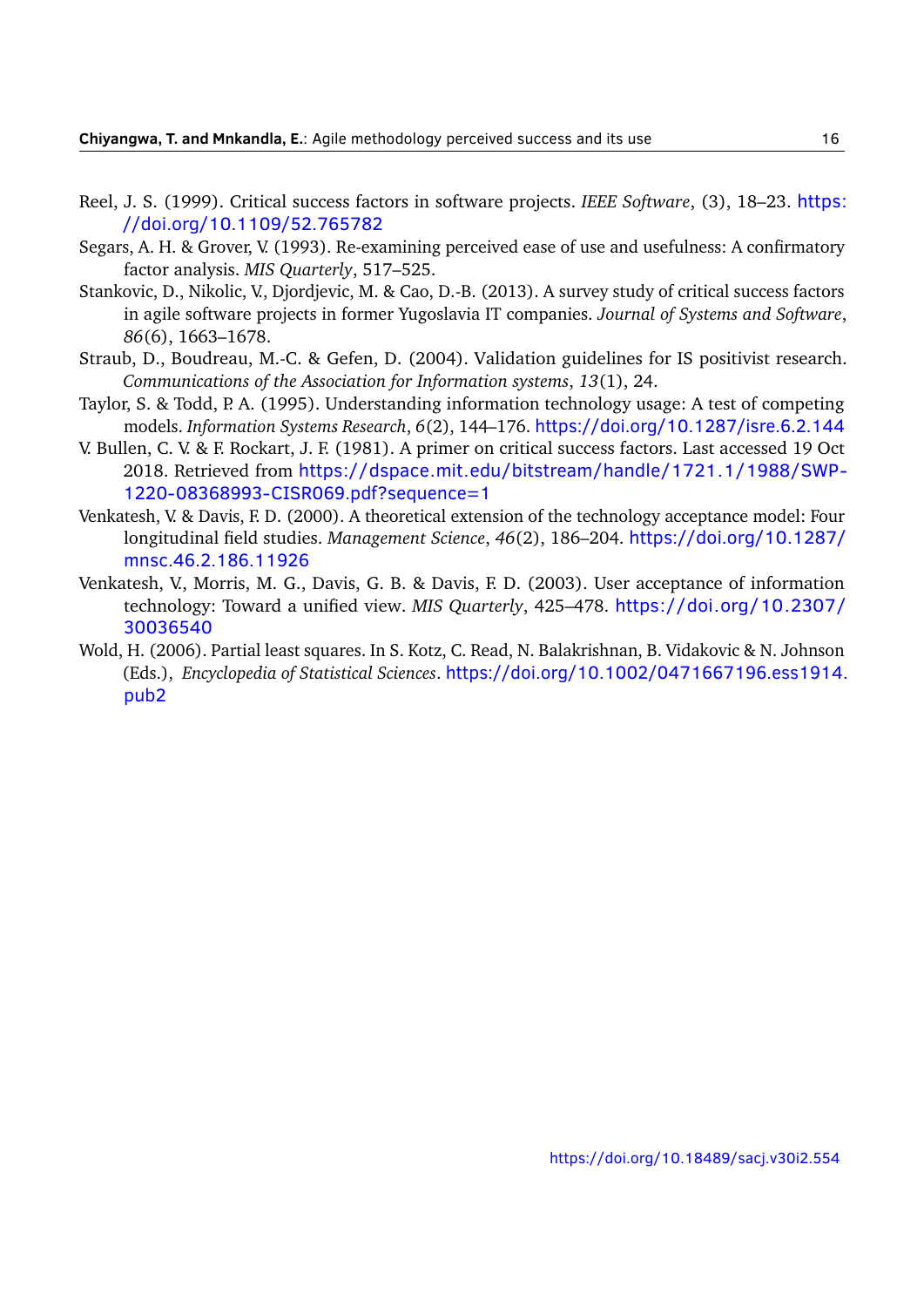Reel, J. S. (1999). Critical success factors in software projects. *IEEE Software*, (3), 18–23. https://doi.org/10.1109/52.765782

Segars, A. H. & Grover, V. (1993). Re-examining perceived ease of use and usefulness: A confirmatory factor analysis. *MIS Quarterly*, 517–525.

Stankovic, D., Nikolic, V., Djordjevic, M. & Cao, D.-B. (2013). A survey study of critical success factors in agile software projects in former Yugoslavia IT companies. *Journal of Systems and Software*, *86*(6), 1663–1678.

Straub, D., Boudreau, M.-C. & Gefen, D. (2004). Validation guidelines for IS positivist research. *Communications of the Association for Information systems*, *13*(1), 24.

Taylor, S. & Todd, P. A. (1995). Understanding information technology usage: A test of competing models. *Information Systems Research*, *6*(2), 144–176. https://doi.org/10.1287/isre.6.2.144

V. Bullen, C. V. & F. Rockart, J. F. (1981). A primer on critical success factors. Last accessed 19 Oct 2018. Retrieved from https://dspace.mit.edu/bitstream/handle/1721.1/1988/SWP-1220-08368993-CISR069.pdf?sequence=1

Venkatesh, V. & Davis, F. D. (2000). A theoretical extension of the technology acceptance model: Four longitudinal field studies. *Management Science*, *46*(2), 186–204. https://doi.org/10.1287/mnsc.46.2.186.11926

Venkatesh, V., Morris, M. G., Davis, G. B. & Davis, F. D. (2003). User acceptance of information technology: Toward a unified view. *MIS Quarterly*, 425–478. https://doi.org/10.2307/30036540

Wold, H. (2006). Partial least squares. In S. Kotz, C. Read, N. Balakrishnan, B. Vidakovic & N. Johnson (Eds.), *Encyclopedia of Statistical Sciences*. https://doi.org/10.1002/0471667196.ess1914.pub2